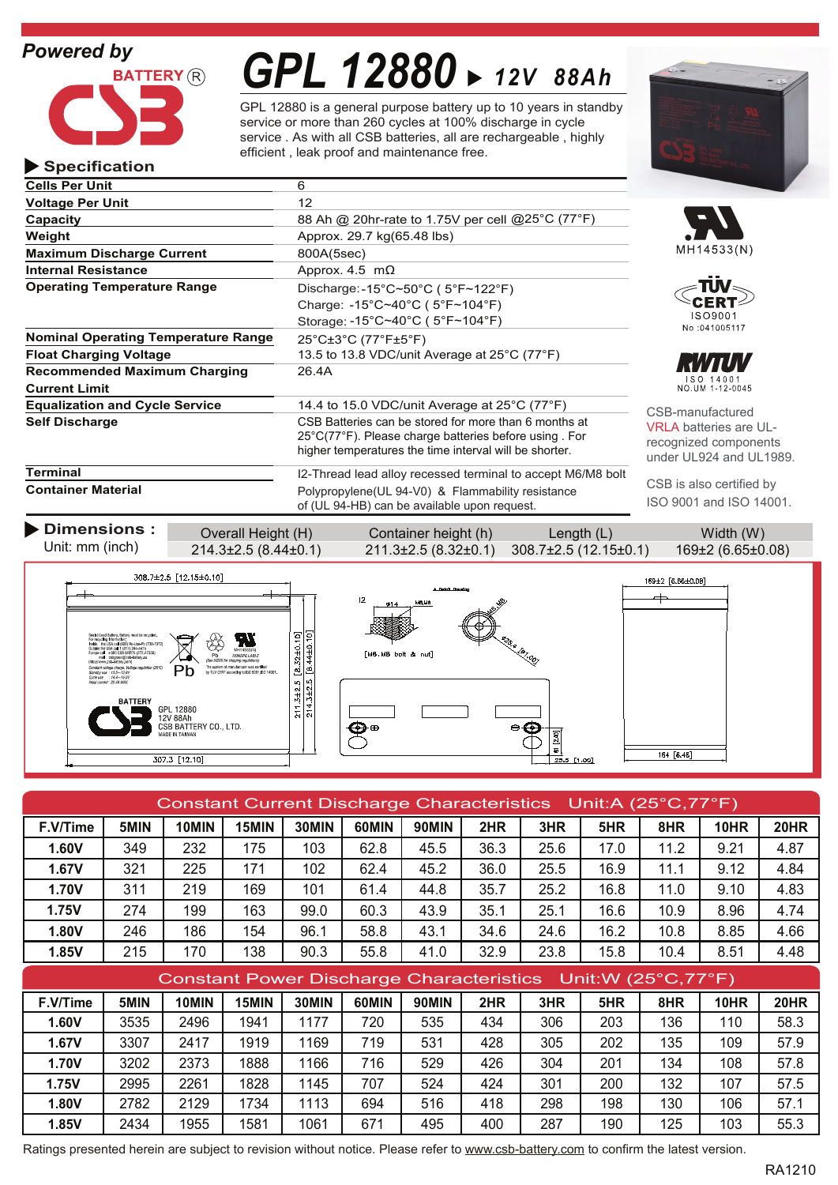Powered by

BATTERY®

# GPL 12880 ▶ 12V 88Ah

GPL 12880 is a general purpose battery up to 10 years in standby service or more than 260 cycles at 100% discharge in cycle service . As with all CSB batteries, all are rechargeable , highly efficient , leak proof and maintenance free.

## ▶ Specification

| | |
|---|---|
| **Cells Per Unit** | 6 |
| **Voltage Per Unit** | 12 |
| **Capacity** | 88 Ah @ 20hr-rate to 1.75V per cell @25°C (77°F) |
| **Weight** | Approx. 29.7 kg(65.48 lbs) |
| **Maximum Discharge Current** | 800A(5sec) |
| **Internal Resistance** | Approx. 4.5 mΩ |
| **Operating Temperature Range** | Discharge: -15°C~50°C ( 5°F~122°F)<br>Charge: -15°C~40°C ( 5°F~104°F)<br>Storage: -15°C~40°C ( 5°F~104°F) |
| **Nominal Operating Temperature Range** | 25°C±3°C (77°F±5°F) |
| **Float Charging Voltage** | 13.5 to 13.8 VDC/unit Average at 25°C (77°F) |
| **Recommended Maximum Charging Current Limit** | 26.4A |
| **Equalization and Cycle Service** | 14.4 to 15.0 VDC/unit Average at 25°C (77°F) |
| **Self Discharge** | CSB Batteries can be stored for more than 6 months at 25°C(77°F). Please charge batteries before using . For higher temperatures the time interval will be shorter. |
| **Terminal** | I2-Thread lead alloy recessed terminal to accept M6/M8 bolt |
| **Container Material** | Polypropylene(UL 94-V0) & Flammability resistance of (UL 94-HB) can be available upon request. |

MH14533(N)

TÜV CERT ISO9001 No :041005117

RWTÜV ISO 14001 NO.UM 1-12-0045

CSB-manufactured VRLA batteries are UL-recognized components under UL924 and UL1989.

CSB is also certified by ISO 9001 and ISO 14001.

## ▶ Dimensions :

Unit: mm (inch)

| Overall Height (H) | Container height (h) | Length (L) | Width (W) |
|---|---|---|---|
| 214.3±2.5 (8.44±0.1) | 211.3±2.5 (8.32±0.1) | 308.7±2.5 (12.15±0.1) | 169±2 (6.65±0.08) |

## Constant Current Discharge Characteristics Unit:A (25°C,77°F)

| F.V/Time | 5MIN | 10MIN | 15MIN | 30MIN | 60MIN | 90MIN | 2HR | 3HR | 5HR | 8HR | 10HR | 20HR |
|---|---|---|---|---|---|---|---|---|---|---|---|---|
| **1.60V** | 349 | 232 | 175 | 103 | 62.8 | 45.5 | 36.3 | 25.6 | 17.0 | 11.2 | 9.21 | 4.87 |
| **1.67V** | 321 | 225 | 171 | 102 | 62.4 | 45.2 | 36.0 | 25.5 | 16.9 | 11.1 | 9.12 | 4.84 |
| **1.70V** | 311 | 219 | 169 | 101 | 61.4 | 44.8 | 35.7 | 25.2 | 16.8 | 11.0 | 9.10 | 4.83 |
| **1.75V** | 274 | 199 | 163 | 99.0 | 60.3 | 43.9 | 35.1 | 25.1 | 16.6 | 10.9 | 8.96 | 4.74 |
| **1.80V** | 246 | 186 | 154 | 96.1 | 58.8 | 43.1 | 34.6 | 24.6 | 16.2 | 10.8 | 8.85 | 4.66 |
| **1.85V** | 215 | 170 | 138 | 90.3 | 55.8 | 41.0 | 32.9 | 23.8 | 15.8 | 10.4 | 8.51 | 4.48 |

## Constant Power Discharge Characteristics Unit:W (25°C,77°F)

| F.V/Time | 5MIN | 10MIN | 15MIN | 30MIN | 60MIN | 90MIN | 2HR | 3HR | 5HR | 8HR | 10HR | 20HR |
|---|---|---|---|---|---|---|---|---|---|---|---|---|
| **1.60V** | 3535 | 2496 | 1941 | 1177 | 720 | 535 | 434 | 306 | 203 | 136 | 110 | 58.3 |
| **1.67V** | 3307 | 2417 | 1919 | 1169 | 719 | 531 | 428 | 305 | 202 | 135 | 109 | 57.9 |
| **1.70V** | 3202 | 2373 | 1888 | 1166 | 716 | 529 | 426 | 304 | 201 | 134 | 108 | 57.8 |
| **1.75V** | 2995 | 2261 | 1828 | 1145 | 707 | 524 | 424 | 301 | 200 | 132 | 107 | 57.5 |
| **1.80V** | 2782 | 2129 | 1734 | 1113 | 694 | 516 | 418 | 298 | 198 | 130 | 106 | 57.1 |
| **1.85V** | 2434 | 1955 | 1581 | 1061 | 671 | 495 | 400 | 287 | 190 | 125 | 103 | 55.3 |

Ratings presented herein are subject to revision without notice. Please refer to www.csb-battery.com to confirm the latest version.

RA1210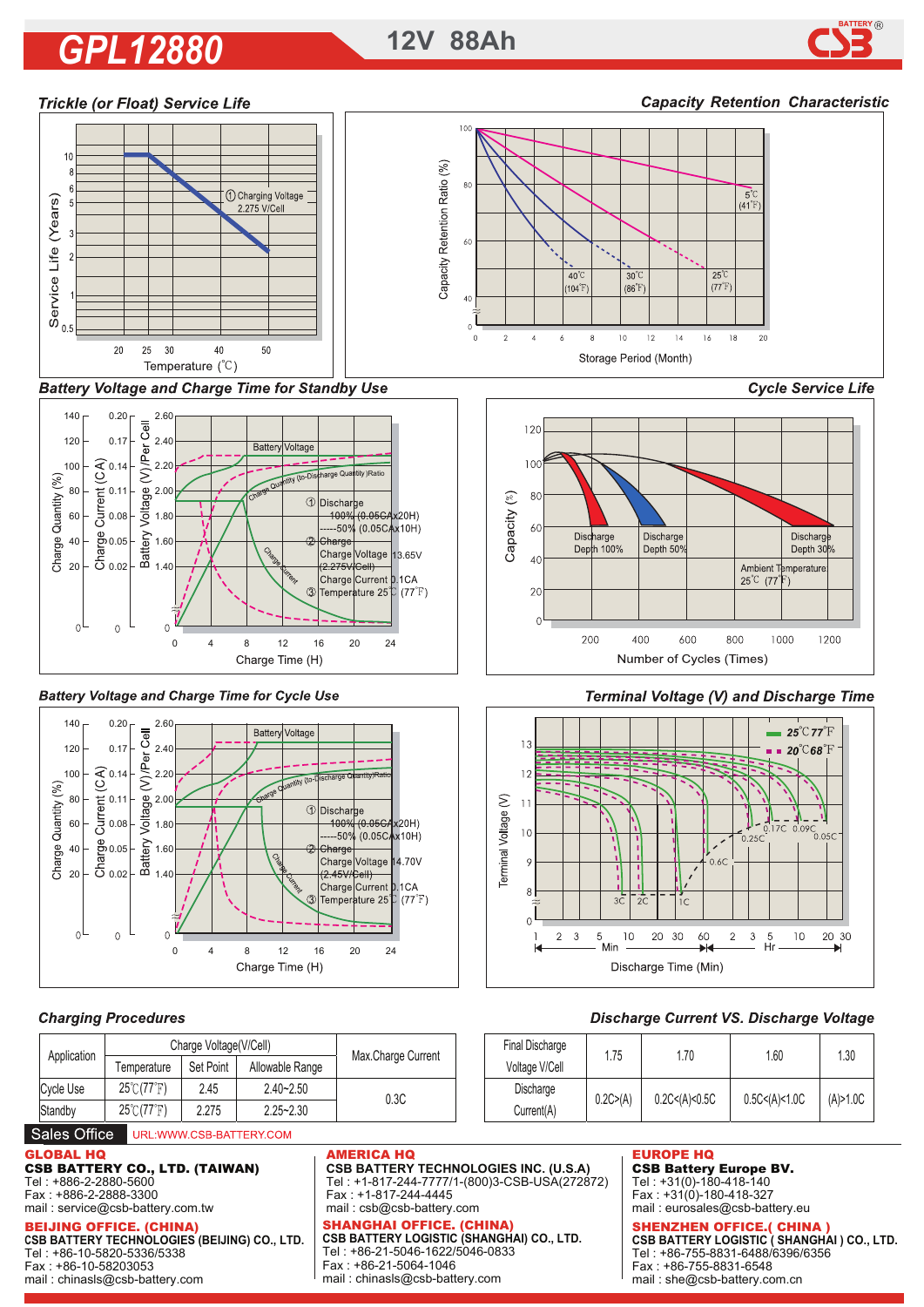# GPL12880 12V 88Ah

CSB BATTERY®

## Trickle (or Float) Service Life

Service Life (Years)

10
8
6
5
3
2
1
0.5

20 25 30 40 50

Temperature (℃)

① Charging Voltage 2.275 V/Cell

## Capacity Retention Characteristic

Capacity Retention Ratio (%)

100
80
60
40
0

0 2 4 6 8 10 12 14 16 18 20

Storage Period (Month)

5℃ (41℉)
40℃ (104℉)
30℃ (86℉)
25℃ (77℉)

## Battery Voltage and Charge Time for Standby Use

Charge Quantity (%): 140 120 100 80 60 40 20 0

Charge Current (CA): 0.20 0.17 0.14 0.11 0.08 0.05 0.02 0

Battery Voltage (V)/Per Cell: 2.60 2.40 2.20 2.00 1.80 1.60 1.40 0

0 4 8 12 16 20 24

Charge Time (H)

Battery Voltage

Charge Quantity (to-Discharge Quantity )Ratio

Charge Current

① Discharge
100% (0.05CAx20H)
-----50% (0.05CAx10H)
② Charge
Charge Voltage 13.65V (2.275V/Cell)
Charge Current 0.1CA
③ Temperature 25℃ (77℉)

## Cycle Service Life

Capacity (%)

120
100
80
60
40
20
0

200 400 600 800 1000 1200

Number of Cycles (Times)

Discharge Depth 100%
Discharge Depth 50%
Discharge Depth 30%
Ambient Temperature 25℃ (77℉)

## Battery Voltage and Charge Time for Cycle Use

Charge Quantity (%): 140 120 100 80 60 40 20 0

Charge Current (CA): 0.20 0.17 0.14 0.11 0.08 0.05 0.02 0

Battery Voltage (V)/Per Cell: 2.60 2.40 2.20 2.00 1.80 1.60 1.40 0

0 4 8 12 16 20 24

Charge Time (H)

Battery Voltage

Charge Quantity (to-Discharge Quantity)Ratio

Charge Current

① Discharge
100% (0.05CAx20H)
-----50% (0.05CAx10H)
② Charge
Charge Voltage 14.70V (2.45V/Cell)
Charge Current 0.1CA
③ Temperature 25℃ (77℉)

## Terminal Voltage (V) and Discharge Time

Terminal Voltage (V)

13
12
11
10
9
8
0

1 2 3 5 10 20 30 60 2 3 5 10 20 30

Min Hr

Discharge Time (Min)

25℃77℉
20℃68℉

3C 2C 1C 0.6C 0.25C 0.17C 0.09C 0.05C

## Charging Procedures

| Application | Charge Voltage(V/Cell) | | | Max.Charge Current |
|---|---|---|---|---|
| | Temperature | Set Point | Allowable Range | |
| Cycle Use | 25℃(77℉) | 2.45 | 2.40~2.50 | 0.3C |
| Standby | 25℃(77℉) | 2.275 | 2.25~2.30 | |

## Discharge Current VS. Discharge Voltage

| Final Discharge Voltage V/Cell | 1.75 | 1.70 | 1.60 | 1.30 |
|---|---|---|---|---|
| Discharge Current(A) | 0.2C>(A) | 0.2C<(A)<0.5C | 0.5C<(A)<1.0C | (A)>1.0C |

**Sales Office** URL:WWW.CSB-BATTERY.COM

**GLOBAL HQ**
**CSB BATTERY CO., LTD. (TAIWAN)**
Tel : +886-2-2880-5600
Fax : +886-2-2888-3300
mail : service@csb-battery.com.tw

**AMERICA HQ**
**CSB BATTERY TECHNOLOGIES INC. (U.S.A)**
Tel : +1-817-244-7777/1-(800)3-CSB-USA(272872)
Fax : +1-817-244-4445
mail : csb@csb-battery.com

**EUROPE HQ**
**CSB Battery Europe BV.**
Tel : +31(0)-180-418-140
Fax : +31(0)-180-418-327
mail : eurosales@csb-battery.eu

**BEIJING OFFICE. (CHINA)**
**CSB BATTERY TECHNOLOGIES (BEIJING) CO., LTD.**
Tel : +86-10-5820-5336/5338
Fax : +86-10-58203053
mail : chinasls@csb-battery.com

**SHANGHAI OFFICE. (CHINA)**
**CSB BATTERY LOGISTIC (SHANGHAI) CO., LTD.**
Tel : +86-21-5046-1622/5046-0833
Fax : +86-21-5064-1046
mail : chinasls@csb-battery.com

**SHENZHEN OFFICE.( CHINA )**
**CSB BATTERY LOGISTIC ( SHANGHAI ) CO., LTD.**
Tel : +86-755-8831-6488/6396/6356
Fax : +86-755-8831-6548
mail : she@csb-battery.com.cn